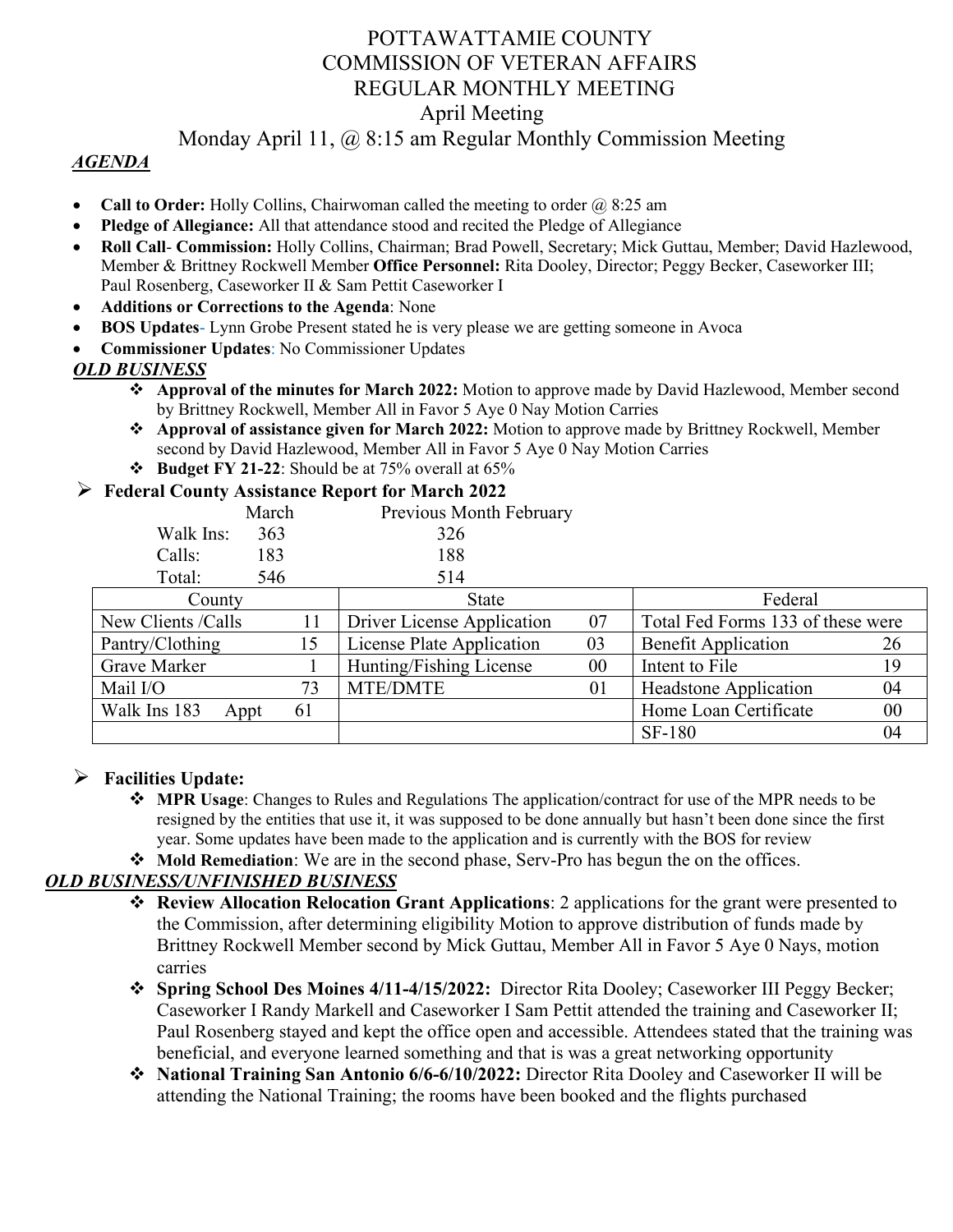# POTTAWATTAMIE COUNTY
# COMMISSION OF VETERAN AFFAIRS
# REGULAR MONTHLY MEETING
## April Meeting
## Monday April 11, @ 8:15 am Regular Monthly Commission Meeting

***AGENDA***

- **Call to Order:** Holly Collins, Chairwoman called the meeting to order @ 8:25 am
- **Pledge of Allegiance:** All that attendance stood and recited the Pledge of Allegiance
- **Roll Call- Commission:** Holly Collins, Chairman; Brad Powell, Secretary; Mick Guttau, Member; David Hazlewood, Member & Brittney Rockwell Member **Office Personnel:** Rita Dooley, Director; Peggy Becker, Caseworker III; Paul Rosenberg, Caseworker II & Sam Pettit Caseworker I
- **Additions or Corrections to the Agenda**: None
- **BOS Updates**- Lynn Grobe Present stated he is very please we are getting someone in Avoca
- **Commissioner Updates**: No Commissioner Updates

***OLD BUSINESS***

- **Approval of the minutes for March 2022:** Motion to approve made by David Hazlewood, Member second by Brittney Rockwell, Member All in Favor 5 Aye 0 Nay Motion Carries
- **Approval of assistance given for March 2022:** Motion to approve made by Brittney Rockwell, Member second by David Hazlewood, Member All in Favor 5 Aye 0 Nay Motion Carries
- **Budget FY 21-22**: Should be at 75% overall at 65%

**Federal County Assistance Report for March 2022**

| | March | Previous Month February |
|---|---|---|
| Walk Ins: | 363 | 326 |
| Calls: | 183 | 188 |
| Total: | 546 | 514 |

| County | | State | | Federal | |
|---|---|---|---|---|---|
| New Clients /Calls | 11 | Driver License Application | 07 | Total Fed Forms 133 of these were | |
| Pantry/Clothing | 15 | License Plate Application | 03 | Benefit Application | 26 |
| Grave Marker | 1 | Hunting/Fishing License | 00 | Intent to File | 19 |
| Mail I/O | 73 | MTE/DMTE | 01 | Headstone Application | 04 |
| Walk Ins 183 Appt | 61 | | | Home Loan Certificate | 00 |
| | | | | SF-180 | 04 |

**Facilities Update:**

- **MPR Usage**: Changes to Rules and Regulations The application/contract for use of the MPR needs to be resigned by the entities that use it, it was supposed to be done annually but hasn't been done since the first year. Some updates have been made to the application and is currently with the BOS for review
- **Mold Remediation**: We are in the second phase, Serv-Pro has begun the on the offices.

***OLD BUSINESS/UNFINISHED BUSINESS***

- **Review Allocation Relocation Grant Applications**: 2 applications for the grant were presented to the Commission, after determining eligibility Motion to approve distribution of funds made by Brittney Rockwell Member second by Mick Guttau, Member All in Favor 5 Aye 0 Nays, motion carries
- **Spring School Des Moines 4/11-4/15/2022:** Director Rita Dooley; Caseworker III Peggy Becker; Caseworker I Randy Markell and Caseworker I Sam Pettit attended the training and Caseworker II; Paul Rosenberg stayed and kept the office open and accessible. Attendees stated that the training was beneficial, and everyone learned something and that is was a great networking opportunity
- **National Training San Antonio 6/6-6/10/2022:** Director Rita Dooley and Caseworker II will be attending the National Training; the rooms have been booked and the flights purchased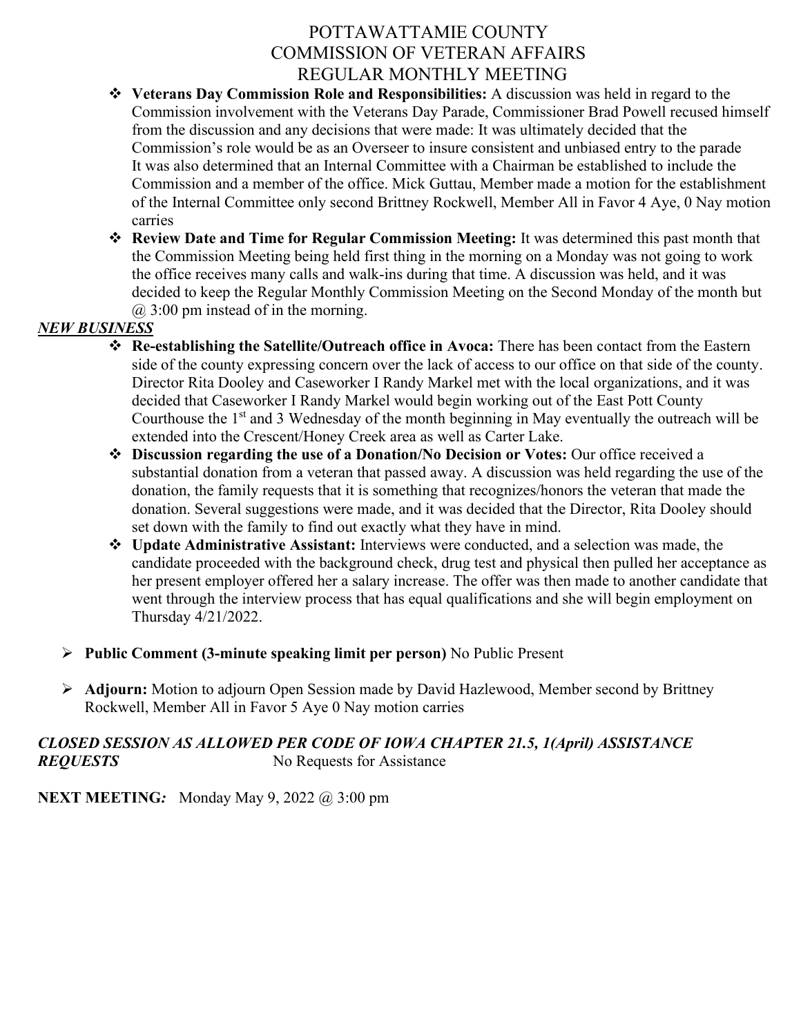# POTTAWATTAMIE COUNTY
# COMMISSION OF VETERAN AFFAIRS
# REGULAR MONTHLY MEETING

- **Veterans Day Commission Role and Responsibilities:** A discussion was held in regard to the Commission involvement with the Veterans Day Parade, Commissioner Brad Powell recused himself from the discussion and any decisions that were made: It was ultimately decided that the Commission's role would be as an Overseer to insure consistent and unbiased entry to the parade It was also determined that an Internal Committee with a Chairman be established to include the Commission and a member of the office. Mick Guttau, Member made a motion for the establishment of the Internal Committee only second Brittney Rockwell, Member All in Favor 4 Aye, 0 Nay motion carries
- **Review Date and Time for Regular Commission Meeting:** It was determined this past month that the Commission Meeting being held first thing in the morning on a Monday was not going to work the office receives many calls and walk-ins during that time. A discussion was held, and it was decided to keep the Regular Monthly Commission Meeting on the Second Monday of the month but @ 3:00 pm instead of in the morning.

***NEW BUSINESS***

- **Re-establishing the Satellite/Outreach office in Avoca:** There has been contact from the Eastern side of the county expressing concern over the lack of access to our office on that side of the county. Director Rita Dooley and Caseworker I Randy Markel met with the local organizations, and it was decided that Caseworker I Randy Markel would begin working out of the East Pott County Courthouse the 1st and 3 Wednesday of the month beginning in May eventually the outreach will be extended into the Crescent/Honey Creek area as well as Carter Lake.
- **Discussion regarding the use of a Donation/No Decision or Votes:** Our office received a substantial donation from a veteran that passed away. A discussion was held regarding the use of the donation, the family requests that it is something that recognizes/honors the veteran that made the donation. Several suggestions were made, and it was decided that the Director, Rita Dooley should set down with the family to find out exactly what they have in mind.
- **Update Administrative Assistant:** Interviews were conducted, and a selection was made, the candidate proceeded with the background check, drug test and physical then pulled her acceptance as her present employer offered her a salary increase. The offer was then made to another candidate that went through the interview process that has equal qualifications and she will begin employment on Thursday 4/21/2022.

- **Public Comment (3-minute speaking limit per person)** No Public Present
- **Adjourn:** Motion to adjourn Open Session made by David Hazlewood, Member second by Brittney Rockwell, Member All in Favor 5 Aye 0 Nay motion carries

***CLOSED SESSION AS ALLOWED PER CODE OF IOWA CHAPTER 21.5, 1(April) ASSISTANCE REQUESTS*** No Requests for Assistance

**NEXT MEETING*:*** Monday May 9, 2022 @ 3:00 pm